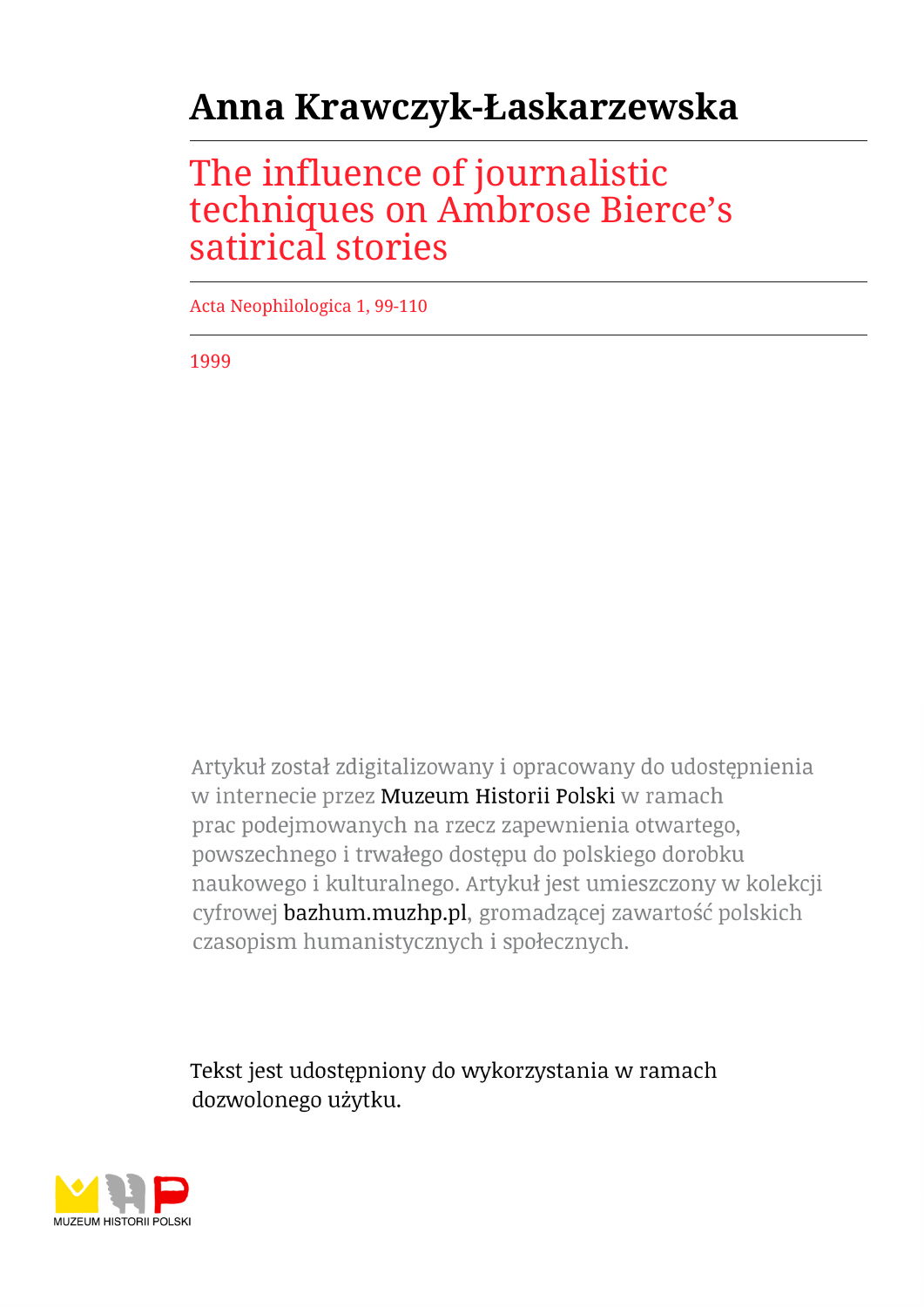# Anna Krawczyk-Łaskarzewska

## The influence of journalistic techniques on Ambrose Bierce's satirical stories

Acta Neophilologica 1, 99-110

1999

Artykuł został zdigitalizowany i opracowany do udostępnienia w internecie przez Muzeum Historii Polski w ramach prac podejmowanych na rzecz zapewnienia otwartego, powszechnego i trwałego dostępu do polskiego dorobku naukowego i kulturalnego. Artykuł jest umieszczony w kolekcji cyfrowej bazhum.muzhp.pl, gromadzącej zawartość polskich czasopism humanistycznych i społecznych.

Tekst jest udostępniony do wykorzystania w ramach dozwolonego użytku.

MUZEUM HISTORII POLSKI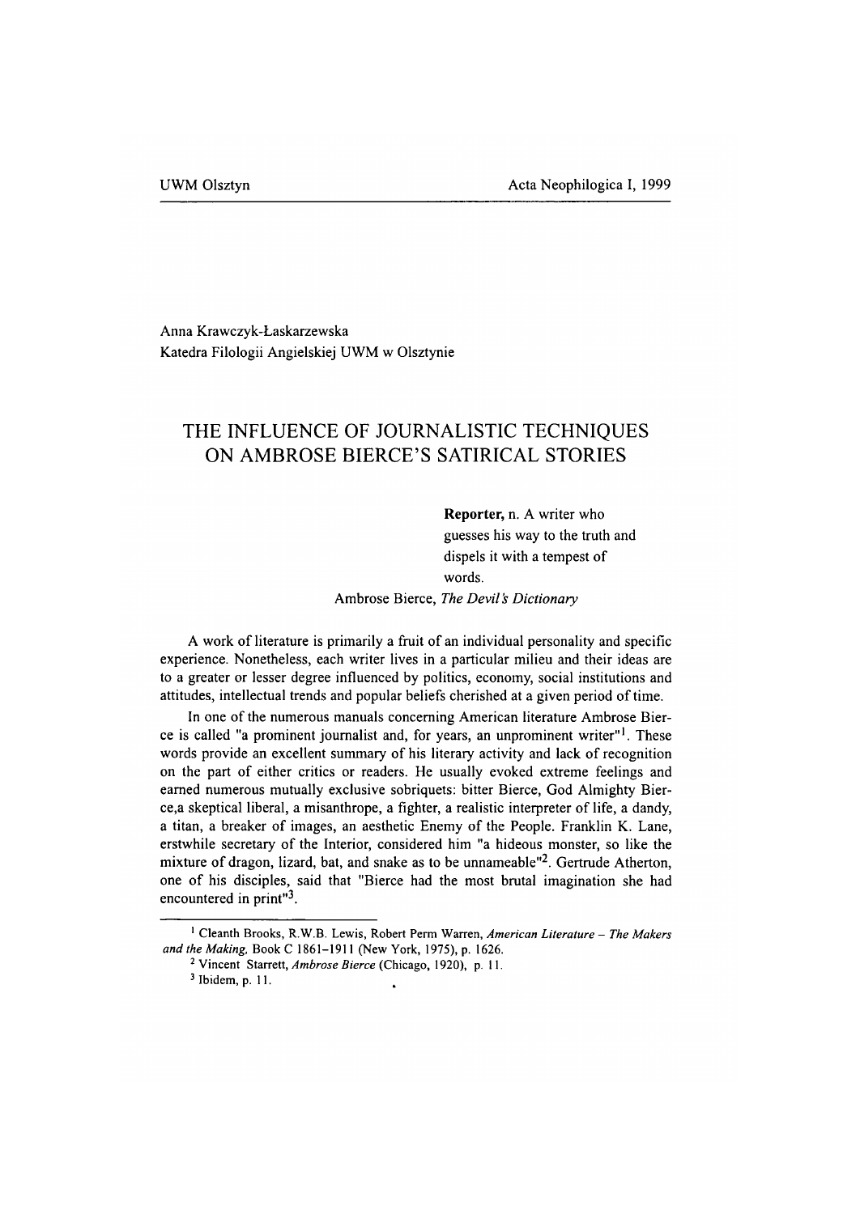Anna Krawczyk-Łaskarzewska
Katedra Filologii Angielskiej UWM w Olsztynie

# THE INFLUENCE OF JOURNALISTIC TECHNIQUES ON AMBROSE BIERCE'S SATIRICAL STORIES

> **Reporter,** n. A writer who guesses his way to the truth and dispels it with a tempest of words.
>
> Ambrose Bierce, *The Devil's Dictionary*

A work of literature is primarily a fruit of an individual personality and specific experience. Nonetheless, each writer lives in a particular milieu and their ideas are to a greater or lesser degree influenced by politics, economy, social institutions and attitudes, intellectual trends and popular beliefs cherished at a given period of time.

In one of the numerous manuals concerning American literature Ambrose Bierce is called "a prominent journalist and, for years, an unprominent writer"[1]. These words provide an excellent summary of his literary activity and lack of recognition on the part of either critics or readers. He usually evoked extreme feelings and earned numerous mutually exclusive sobriquets: bitter Bierce, God Almighty Bierce,a skeptical liberal, a misanthrope, a fighter, a realistic interpreter of life, a dandy, a titan, a breaker of images, an aesthetic Enemy of the People. Franklin K. Lane, erstwhile secretary of the Interior, considered him "a hideous monster, so like the mixture of dragon, lizard, bat, and snake as to be unnameable"[2]. Gertrude Atherton, one of his disciples, said that "Bierce had the most brutal imagination she had encountered in print"[3].

---

[1] Cleanth Brooks, R.W.B. Lewis, Robert Perm Warren, *American Literature – The Makers and the Making,* Book C 1861–1911 (New York, 1975), p. 1626.

[2] Vincent Starrett, *Ambrose Bierce* (Chicago, 1920), p. 11.

[3] Ibidem, p. 11.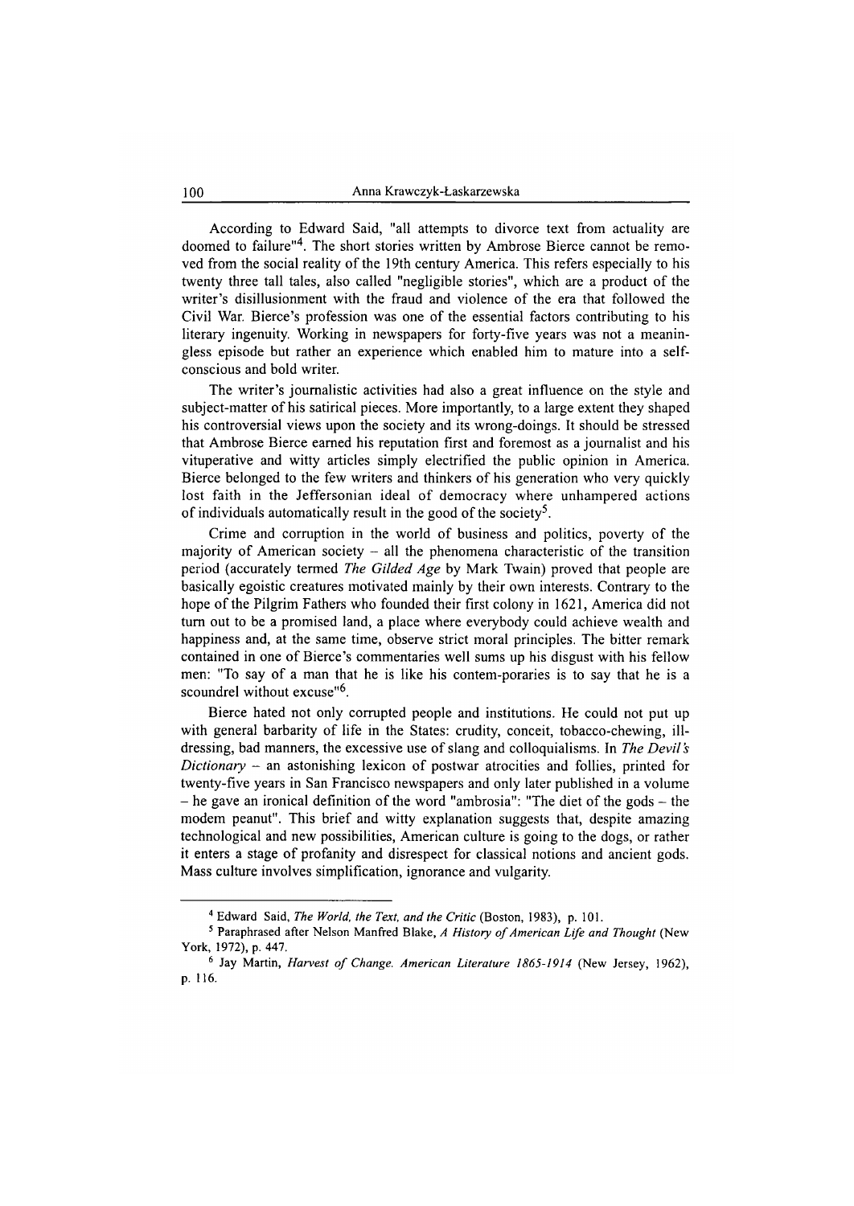According to Edward Said, "all attempts to divorce text from actuality are doomed to failure"[4]. The short stories written by Ambrose Bierce cannot be removed from the social reality of the 19th century America. This refers especially to his twenty three tall tales, also called "negligible stories", which are a product of the writer's disillusionment with the fraud and violence of the era that followed the Civil War. Bierce's profession was one of the essential factors contributing to his literary ingenuity. Working in newspapers for forty-five years was not a meaningless episode but rather an experience which enabled him to mature into a self-conscious and bold writer.

The writer's journalistic activities had also a great influence on the style and subject-matter of his satirical pieces. More importantly, to a large extent they shaped his controversial views upon the society and its wrong-doings. It should be stressed that Ambrose Bierce earned his reputation first and foremost as a journalist and his vituperative and witty articles simply electrified the public opinion in America. Bierce belonged to the few writers and thinkers of his generation who very quickly lost faith in the Jeffersonian ideal of democracy where unhampered actions of individuals automatically result in the good of the society[5].

Crime and corruption in the world of business and politics, poverty of the majority of American society – all the phenomena characteristic of the transition period (accurately termed *The Gilded Age* by Mark Twain) proved that people are basically egoistic creatures motivated mainly by their own interests. Contrary to the hope of the Pilgrim Fathers who founded their first colony in 1621, America did not turn out to be a promised land, a place where everybody could achieve wealth and happiness and, at the same time, observe strict moral principles. The bitter remark contained in one of Bierce's commentaries well sums up his disgust with his fellow men: "To say of a man that he is like his contem-poraries is to say that he is a scoundrel without excuse"[6].

Bierce hated not only corrupted people and institutions. He could not put up with general barbarity of life in the States: crudity, conceit, tobacco-chewing, ill-dressing, bad manners, the excessive use of slang and colloquialisms. In *The Devil's Dictionary* – an astonishing lexicon of postwar atrocities and follies, printed for twenty-five years in San Francisco newspapers and only later published in a volume – he gave an ironical definition of the word "ambrosia": "The diet of the gods – the modem peanut". This brief and witty explanation suggests that, despite amazing technological and new possibilities, American culture is going to the dogs, or rather it enters a stage of profanity and disrespect for classical notions and ancient gods. Mass culture involves simplification, ignorance and vulgarity.

---

[4] Edward Said, *The World, the Text, and the Critic* (Boston, 1983), p. 101.

[5] Paraphrased after Nelson Manfred Blake, *A History of American Life and Thought* (New York, 1972), p. 447.

[6] Jay Martin, *Harvest of Change. American Literature 1865-1914* (New Jersey, 1962), p. 116.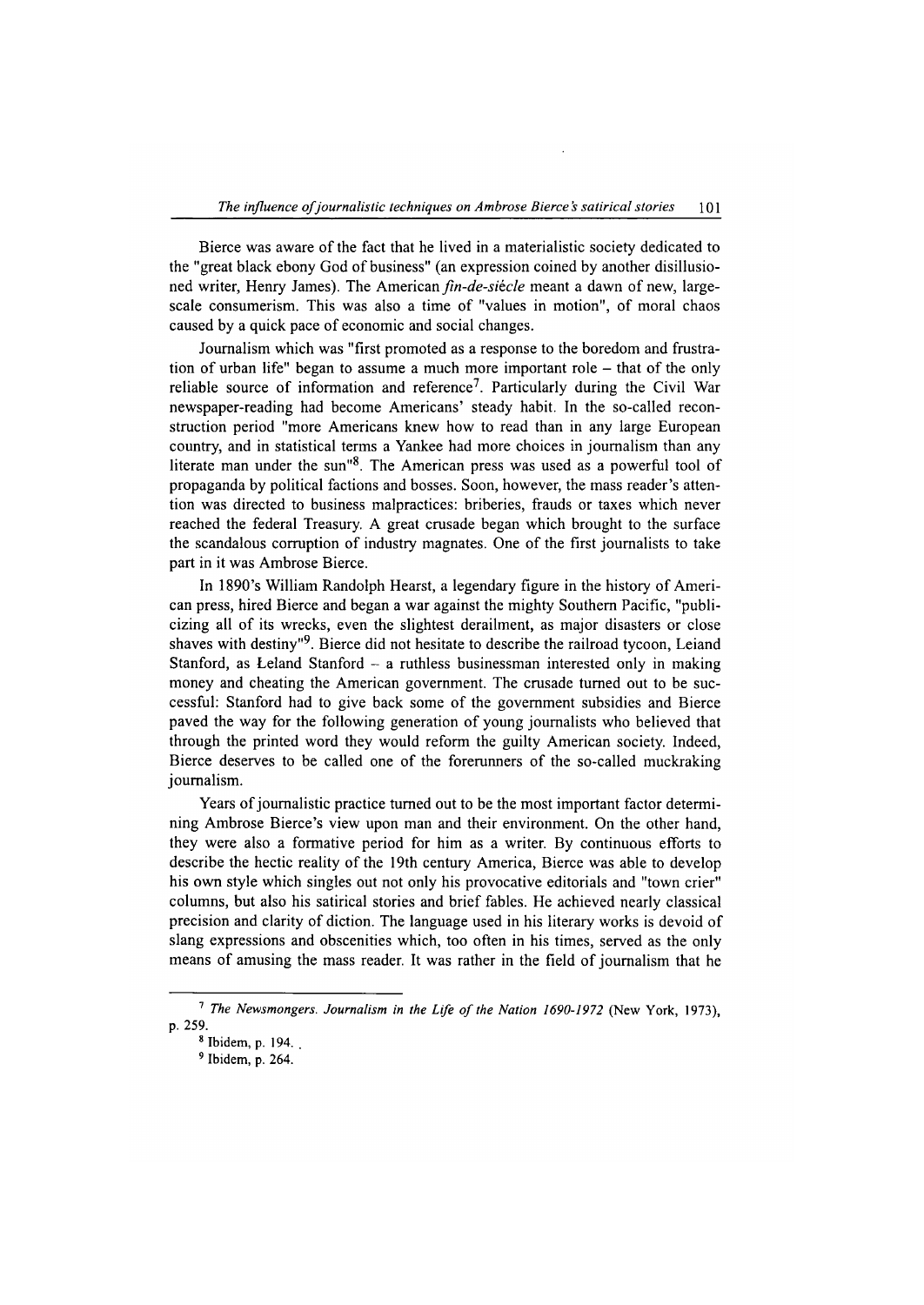Bierce was aware of the fact that he lived in a materialistic society dedicated to the "great black ebony God of business" (an expression coined by another disillusioned writer, Henry James). The American *fin-de-siècle* meant a dawn of new, large-scale consumerism. This was also a time of "values in motion", of moral chaos caused by a quick pace of economic and social changes.

Journalism which was "first promoted as a response to the boredom and frustration of urban life" began to assume a much more important role – that of the only reliable source of information and reference[7]. Particularly during the Civil War newspaper-reading had become Americans' steady habit. In the so-called reconstruction period "more Americans knew how to read than in any large European country, and in statistical terms a Yankee had more choices in journalism than any literate man under the sun"[8]. The American press was used as a powerful tool of propaganda by political factions and bosses. Soon, however, the mass reader's attention was directed to business malpractices: briberies, frauds or taxes which never reached the federal Treasury. A great crusade began which brought to the surface the scandalous corruption of industry magnates. One of the first journalists to take part in it was Ambrose Bierce.

In 1890's William Randolph Hearst, a legendary figure in the history of American press, hired Bierce and began a war against the mighty Southern Pacific, "publicizing all of its wrecks, even the slightest derailment, as major disasters or close shaves with destiny"[9]. Bierce did not hesitate to describe the railroad tycoon, Leiand Stanford, as Łeland Stanford – a ruthless businessman interested only in making money and cheating the American government. The crusade turned out to be successful: Stanford had to give back some of the government subsidies and Bierce paved the way for the following generation of young journalists who believed that through the printed word they would reform the guilty American society. Indeed, Bierce deserves to be called one of the forerunners of the so-called muckraking journalism.

Years of journalistic practice turned out to be the most important factor determining Ambrose Bierce's view upon man and their environment. On the other hand, they were also a formative period for him as a writer. By continuous efforts to describe the hectic reality of the 19th century America, Bierce was able to develop his own style which singles out not only his provocative editorials and "town crier" columns, but also his satirical stories and brief fables. He achieved nearly classical precision and clarity of diction. The language used in his literary works is devoid of slang expressions and obscenities which, too often in his times, served as the only means of amusing the mass reader. It was rather in the field of journalism that he

---

[7] *The Newsmongers. Journalism in the Life of the Nation 1690-1972* (New York, 1973), p. 259.

[8] Ibidem, p. 194.

[9] Ibidem, p. 264.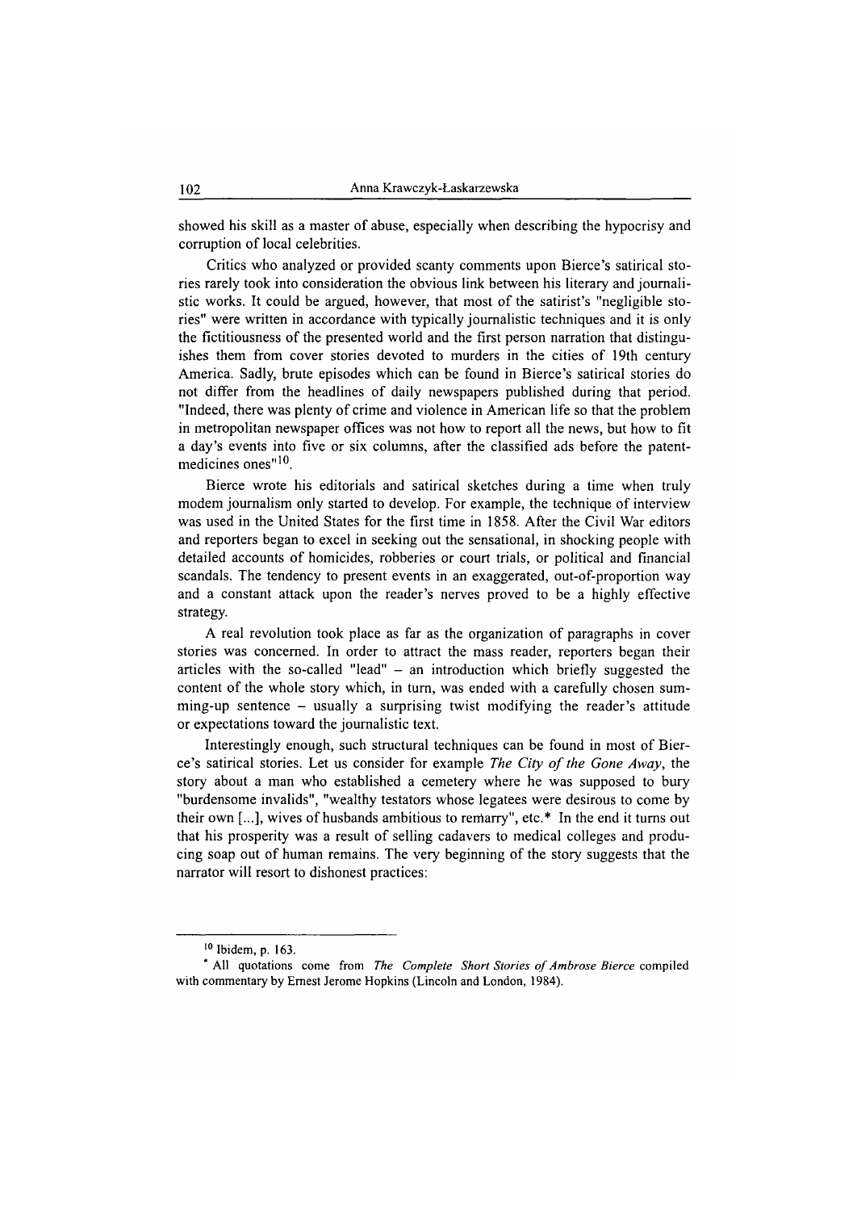showed his skill as a master of abuse, especially when describing the hypocrisy and corruption of local celebrities.

Critics who analyzed or provided scanty comments upon Bierce's satirical stories rarely took into consideration the obvious link between his literary and journalistic works. It could be argued, however, that most of the satirist's "negligible stories" were written in accordance with typically journalistic techniques and it is only the fictitiousness of the presented world and the first person narration that distinguishes them from cover stories devoted to murders in the cities of 19th century America. Sadly, brute episodes which can be found in Bierce's satirical stories do not differ from the headlines of daily newspapers published during that period. "Indeed, there was plenty of crime and violence in American life so that the problem in metropolitan newspaper offices was not how to report all the news, but how to fit a day's events into five or six columns, after the classified ads before the patent-medicines ones"[10].

Bierce wrote his editorials and satirical sketches during a time when truly modem journalism only started to develop. For example, the technique of interview was used in the United States for the first time in 1858. After the Civil War editors and reporters began to excel in seeking out the sensational, in shocking people with detailed accounts of homicides, robberies or court trials, or political and financial scandals. The tendency to present events in an exaggerated, out-of-proportion way and a constant attack upon the reader's nerves proved to be a highly effective strategy.

A real revolution took place as far as the organization of paragraphs in cover stories was concerned. In order to attract the mass reader, reporters began their articles with the so-called "lead" – an introduction which briefly suggested the content of the whole story which, in turn, was ended with a carefully chosen summing-up sentence – usually a surprising twist modifying the reader's attitude or expectations toward the journalistic text.

Interestingly enough, such structural techniques can be found in most of Bierce's satirical stories. Let us consider for example *The City of the Gone Away*, the story about a man who established a cemetery where he was supposed to bury "burdensome invalids", "wealthy testators whose legatees were desirous to come by their own [...], wives of husbands ambitious to remarry", etc.* In the end it turns out that his prosperity was a result of selling cadavers to medical colleges and producing soap out of human remains. The very beginning of the story suggests that the narrator will resort to dishonest practices:

---

[10] Ibidem, p. 163.

\* All quotations come from *The Complete Short Stories of Ambrose Bierce* compiled with commentary by Ernest Jerome Hopkins (Lincoln and London, 1984).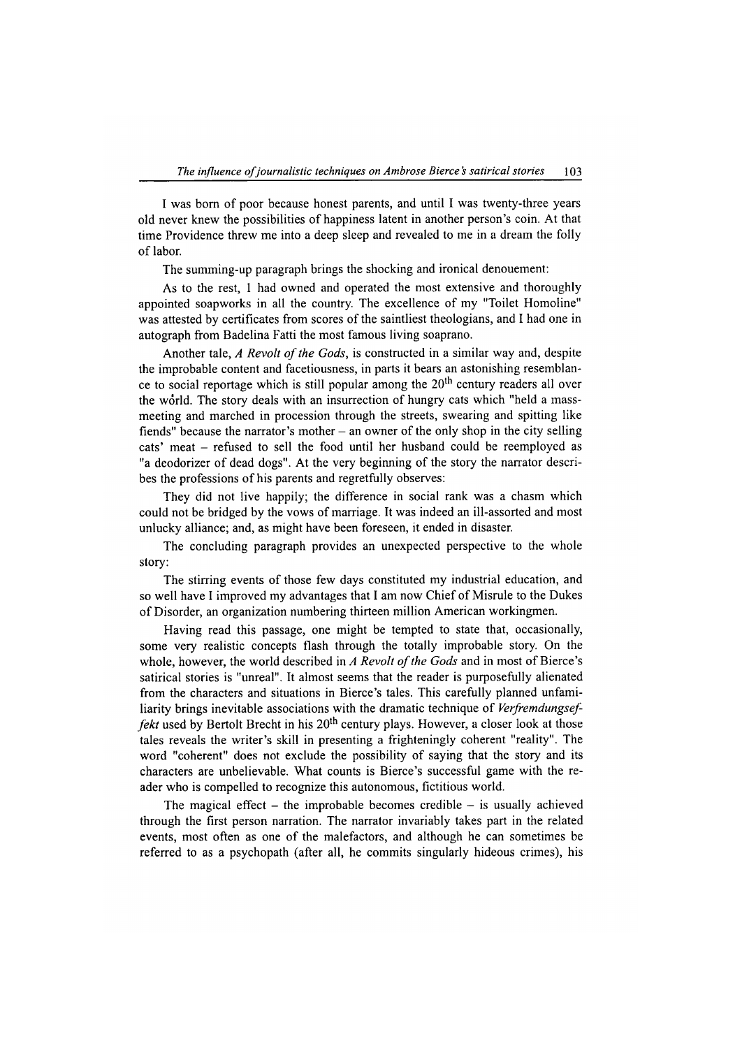I was born of poor because honest parents, and until I was twenty-three years old never knew the possibilities of happiness latent in another person's coin. At that time Providence threw me into a deep sleep and revealed to me in a dream the folly of labor.

The summing-up paragraph brings the shocking and ironical denouement:

As to the rest, I had owned and operated the most extensive and thoroughly appointed soapworks in all the country. The excellence of my "Toilet Homoline" was attested by certificates from scores of the saintliest theologians, and I had one in autograph from Badelina Fatti the most famous living soaprano.

Another tale, *A Revolt of the Gods*, is constructed in a similar way and, despite the improbable content and facetiousness, in parts it bears an astonishing resemblance to social reportage which is still popular among the 20th century readers all over the world. The story deals with an insurrection of hungry cats which "held a mass-meeting and marched in procession through the streets, swearing and spitting like fiends" because the narrator's mother – an owner of the only shop in the city selling cats' meat – refused to sell the food until her husband could be reemployed as "a deodorizer of dead dogs". At the very beginning of the story the narrator describes the professions of his parents and regretfully observes:

They did not live happily; the difference in social rank was a chasm which could not be bridged by the vows of marriage. It was indeed an ill-assorted and most unlucky alliance; and, as might have been foreseen, it ended in disaster.

The concluding paragraph provides an unexpected perspective to the whole story:

The stirring events of those few days constituted my industrial education, and so well have I improved my advantages that I am now Chief of Misrule to the Dukes of Disorder, an organization numbering thirteen million American workingmen.

Having read this passage, one might be tempted to state that, occasionally, some very realistic concepts flash through the totally improbable story. On the whole, however, the world described in *A Revolt of the Gods* and in most of Bierce's satirical stories is "unreal". It almost seems that the reader is purposefully alienated from the characters and situations in Bierce's tales. This carefully planned unfamiliarity brings inevitable associations with the dramatic technique of *Verfremdungseffekt* used by Bertolt Brecht in his 20th century plays. However, a closer look at those tales reveals the writer's skill in presenting a frighteningly coherent "reality". The word "coherent" does not exclude the possibility of saying that the story and its characters are unbelievable. What counts is Bierce's successful game with the reader who is compelled to recognize this autonomous, fictitious world.

The magical effect – the improbable becomes credible – is usually achieved through the first person narration. The narrator invariably takes part in the related events, most often as one of the malefactors, and although he can sometimes be referred to as a psychopath (after all, he commits singularly hideous crimes), his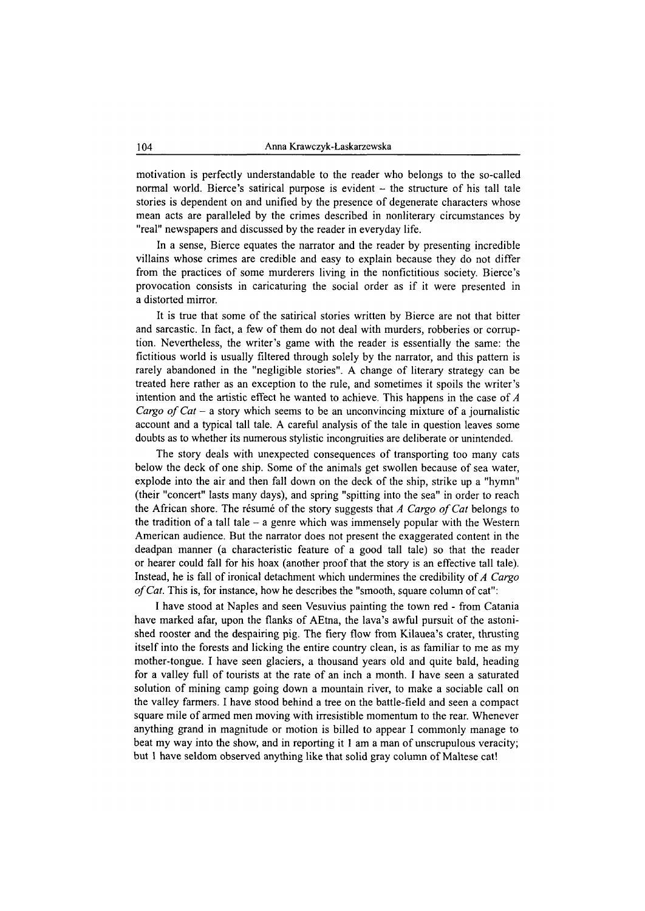motivation is perfectly understandable to the reader who belongs to the so-called normal world. Bierce's satirical purpose is evident – the structure of his tall tale stories is dependent on and unified by the presence of degenerate characters whose mean acts are paralleled by the crimes described in nonliterary circumstances by "real" newspapers and discussed by the reader in everyday life.

In a sense, Bierce equates the narrator and the reader by presenting incredible villains whose crimes are credible and easy to explain because they do not differ from the practices of some murderers living in the nonfictitious society. Bierce's provocation consists in caricaturing the social order as if it were presented in a distorted mirror.

It is true that some of the satirical stories written by Bierce are not that bitter and sarcastic. In fact, a few of them do not deal with murders, robberies or corruption. Nevertheless, the writer's game with the reader is essentially the same: the fictitious world is usually filtered through solely by the narrator, and this pattern is rarely abandoned in the "negligible stories". A change of literary strategy can be treated here rather as an exception to the rule, and sometimes it spoils the writer's intention and the artistic effect he wanted to achieve. This happens in the case of *A Cargo of Cat* – a story which seems to be an unconvincing mixture of a journalistic account and a typical tall tale. A careful analysis of the tale in question leaves some doubts as to whether its numerous stylistic incongruities are deliberate or unintended.

The story deals with unexpected consequences of transporting too many cats below the deck of one ship. Some of the animals get swollen because of sea water, explode into the air and then fall down on the deck of the ship, strike up a "hymn" (their "concert" lasts many days), and spring "spitting into the sea" in order to reach the African shore. The résumé of the story suggests that *A Cargo of Cat* belongs to the tradition of a tall tale – a genre which was immensely popular with the Western American audience. But the narrator does not present the exaggerated content in the deadpan manner (a characteristic feature of a good tall tale) so that the reader or hearer could fall for his hoax (another proof that the story is an effective tall tale). Instead, he is fall of ironical detachment which undermines the credibility of *A Cargo of Cat*. This is, for instance, how he describes the "smooth, square column of cat":

I have stood at Naples and seen Vesuvius painting the town red - from Catania have marked afar, upon the flanks of AEtna, the lava's awful pursuit of the astonished rooster and the despairing pig. The fiery flow from Kilauea's crater, thrusting itself into the forests and licking the entire country clean, is as familiar to me as my mother-tongue. I have seen glaciers, a thousand years old and quite bald, heading for a valley full of tourists at the rate of an inch a month. I have seen a saturated solution of mining camp going down a mountain river, to make a sociable call on the valley farmers. I have stood behind a tree on the battle-field and seen a compact square mile of armed men moving with irresistible momentum to the rear. Whenever anything grand in magnitude or motion is billed to appear I commonly manage to beat my way into the show, and in reporting it I am a man of unscrupulous veracity; but I have seldom observed anything like that solid gray column of Maltese cat!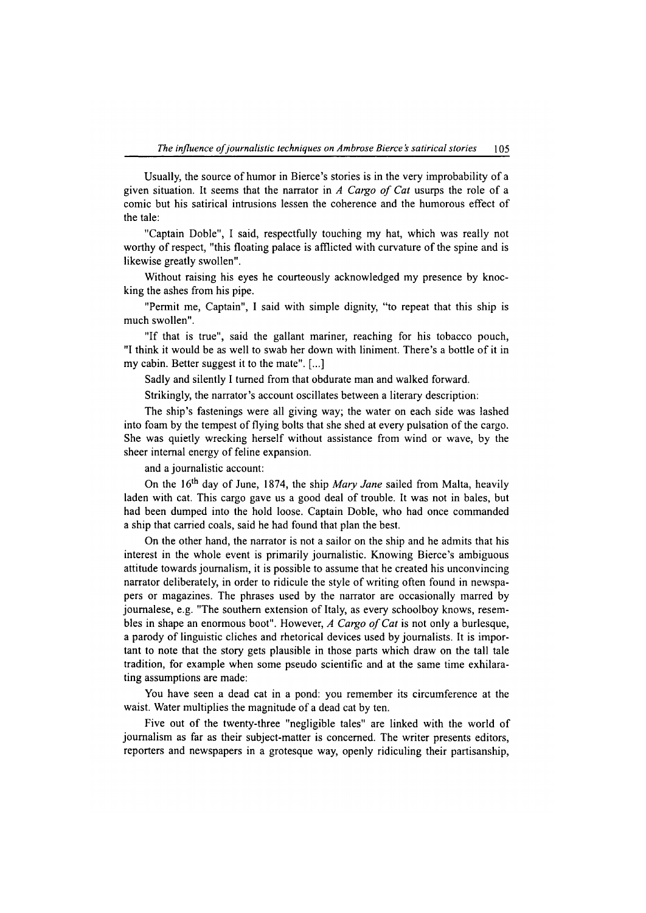Usually, the source of humor in Bierce's stories is in the very improbability of a given situation. It seems that the narrator in *A Cargo of Cat* usurps the role of a comic but his satirical intrusions lessen the coherence and the humorous effect of the tale:

"Captain Doble", I said, respectfully touching my hat, which was really not worthy of respect, "this floating palace is afflicted with curvature of the spine and is likewise greatly swollen".

Without raising his eyes he courteously acknowledged my presence by knocking the ashes from his pipe.

"Permit me, Captain", I said with simple dignity, "to repeat that this ship is much swollen".

"If that is true", said the gallant mariner, reaching for his tobacco pouch, "I think it would be as well to swab her down with liniment. There's a bottle of it in my cabin. Better suggest it to the mate". [...]

Sadly and silently I turned from that obdurate man and walked forward.

Strikingly, the narrator's account oscillates between a literary description:

The ship's fastenings were all giving way; the water on each side was lashed into foam by the tempest of flying bolts that she shed at every pulsation of the cargo. She was quietly wrecking herself without assistance from wind or wave, by the sheer internal energy of feline expansion.

and a journalistic account:

On the 16th day of June, 1874, the ship *Mary Jane* sailed from Malta, heavily laden with cat. This cargo gave us a good deal of trouble. It was not in bales, but had been dumped into the hold loose. Captain Doble, who had once commanded a ship that carried coals, said he had found that plan the best.

On the other hand, the narrator is not a sailor on the ship and he admits that his interest in the whole event is primarily journalistic. Knowing Bierce's ambiguous attitude towards journalism, it is possible to assume that he created his unconvincing narrator deliberately, in order to ridicule the style of writing often found in newspapers or magazines. The phrases used by the narrator are occasionally marred by journalese, e.g. "The southern extension of Italy, as every schoolboy knows, resembles in shape an enormous boot". However, *A Cargo of Cat* is not only a burlesque, a parody of linguistic cliches and rhetorical devices used by journalists. It is important to note that the story gets plausible in those parts which draw on the tall tale tradition, for example when some pseudo scientific and at the same time exhilarating assumptions are made:

You have seen a dead cat in a pond: you remember its circumference at the waist. Water multiplies the magnitude of a dead cat by ten.

Five out of the twenty-three "negligible tales" are linked with the world of journalism as far as their subject-matter is concerned. The writer presents editors, reporters and newspapers in a grotesque way, openly ridiculing their partisanship,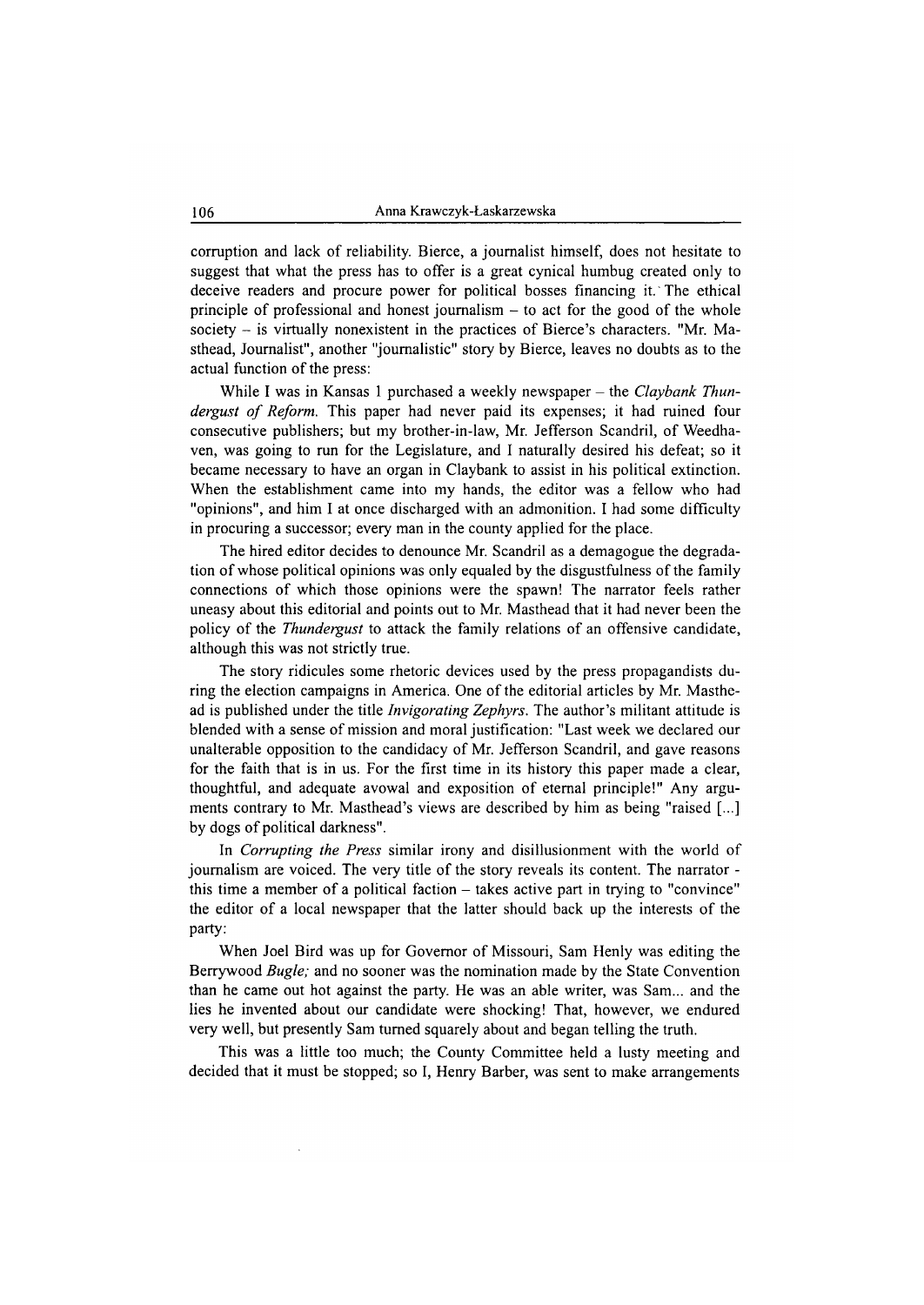corruption and lack of reliability. Bierce, a journalist himself, does not hesitate to suggest that what the press has to offer is a great cynical humbug created only to deceive readers and procure power for political bosses financing it. The ethical principle of professional and honest journalism – to act for the good of the whole society – is virtually nonexistent in the practices of Bierce's characters. "Mr. Masthead, Journalist", another "journalistic" story by Bierce, leaves no doubts as to the actual function of the press:

> While I was in Kansas 1 purchased a weekly newspaper – the *Claybank Thundergust of Reform*. This paper had never paid its expenses; it had ruined four consecutive publishers; but my brother-in-law, Mr. Jefferson Scandril, of Weedhaven, was going to run for the Legislature, and I naturally desired his defeat; so it became necessary to have an organ in Claybank to assist in his political extinction. When the establishment came into my hands, the editor was a fellow who had "opinions", and him I at once discharged with an admonition. I had some difficulty in procuring a successor; every man in the county applied for the place.

The hired editor decides to denounce Mr. Scandril as a demagogue the degradation of whose political opinions was only equaled by the disgustfulness of the family connections of which those opinions were the spawn! The narrator feels rather uneasy about this editorial and points out to Mr. Masthead that it had never been the policy of the *Thundergust* to attack the family relations of an offensive candidate, although this was not strictly true.

The story ridicules some rhetoric devices used by the press propagandists during the election campaigns in America. One of the editorial articles by Mr. Masthead is published under the title *Invigorating Zephyrs*. The author's militant attitude is blended with a sense of mission and moral justification: "Last week we declared our unalterable opposition to the candidacy of Mr. Jefferson Scandril, and gave reasons for the faith that is in us. For the first time in its history this paper made a clear, thoughtful, and adequate avowal and exposition of eternal principle!" Any arguments contrary to Mr. Masthead's views are described by him as being "raised [...] by dogs of political darkness".

In *Corrupting the Press* similar irony and disillusionment with the world of journalism are voiced. The very title of the story reveals its content. The narrator - this time a member of a political faction – takes active part in trying to "convince" the editor of a local newspaper that the latter should back up the interests of the party:

> When Joel Bird was up for Governor of Missouri, Sam Henly was editing the Berrywood *Bugle;* and no sooner was the nomination made by the State Convention than he came out hot against the party. He was an able writer, was Sam... and the lies he invented about our candidate were shocking! That, however, we endured very well, but presently Sam turned squarely about and began telling the truth.
>
> This was a little too much; the County Committee held a lusty meeting and decided that it must be stopped; so I, Henry Barber, was sent to make arrangements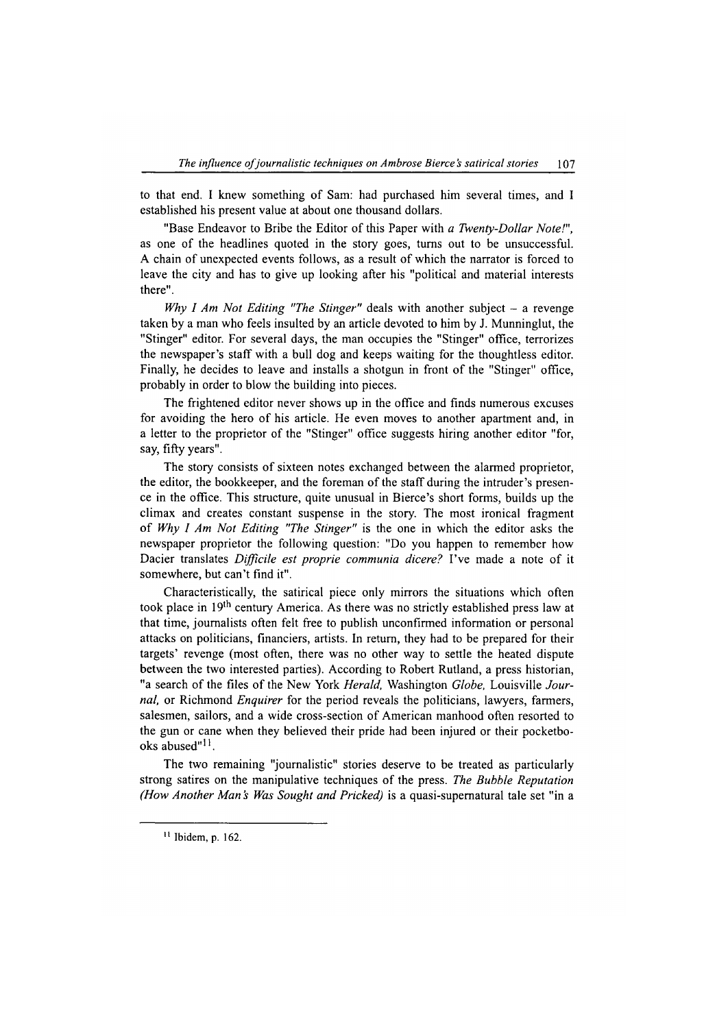to that end. I knew something of Sam: had purchased him several times, and I established his present value at about one thousand dollars.

"Base Endeavor to Bribe the Editor of this Paper with *a Twenty-Dollar Note!*", as one of the headlines quoted in the story goes, turns out to be unsuccessful. A chain of unexpected events follows, as a result of which the narrator is forced to leave the city and has to give up looking after his "political and material interests there".

*Why I Am Not Editing "The Stinger"* deals with another subject – a revenge taken by a man who feels insulted by an article devoted to him by J. Munninglut, the "Stinger" editor. For several days, the man occupies the "Stinger" office, terrorizes the newspaper's staff with a bull dog and keeps waiting for the thoughtless editor. Finally, he decides to leave and installs a shotgun in front of the "Stinger" office, probably in order to blow the building into pieces.

The frightened editor never shows up in the office and finds numerous excuses for avoiding the hero of his article. He even moves to another apartment and, in a letter to the proprietor of the "Stinger" office suggests hiring another editor "for, say, fifty years".

The story consists of sixteen notes exchanged between the alarmed proprietor, the editor, the bookkeeper, and the foreman of the staff during the intruder's presence in the office. This structure, quite unusual in Bierce's short forms, builds up the climax and creates constant suspense in the story. The most ironical fragment of *Why I Am Not Editing "The Stinger"* is the one in which the editor asks the newspaper proprietor the following question: "Do you happen to remember how Dacier translates *Difficile est proprie communia dicere?* I've made a note of it somewhere, but can't find it".

Characteristically, the satirical piece only mirrors the situations which often took place in 19th century America. As there was no strictly established press law at that time, journalists often felt free to publish unconfirmed information or personal attacks on politicians, financiers, artists. In return, they had to be prepared for their targets' revenge (most often, there was no other way to settle the heated dispute between the two interested parties). According to Robert Rutland, a press historian, "a search of the files of the New York *Herald*, Washington *Globe*, Louisville *Journal*, or Richmond *Enquirer* for the period reveals the politicians, lawyers, farmers, salesmen, sailors, and a wide cross-section of American manhood often resorted to the gun or cane when they believed their pride had been injured or their pocketbooks abused"[11].

The two remaining "journalistic" stories deserve to be treated as particularly strong satires on the manipulative techniques of the press. *The Bubble Reputation (How Another Man's Was Sought and Pricked)* is a quasi-supernatural tale set "in a

---

[11] Ibidem, p. 162.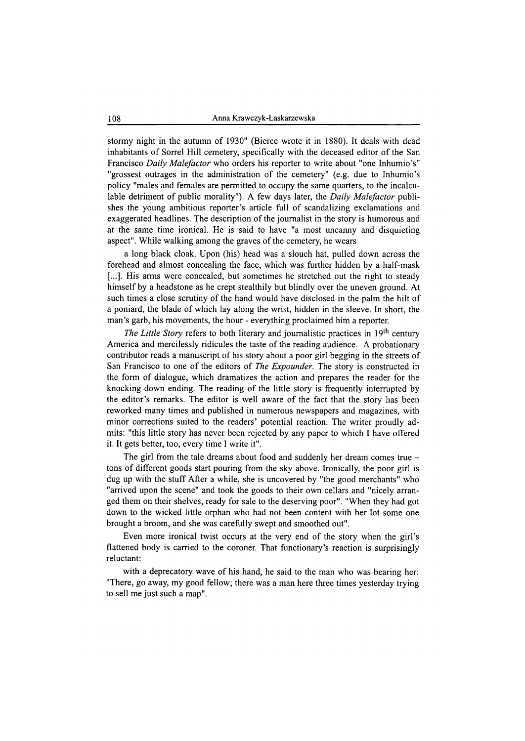stormy night in the autumn of 1930" (Bierce wrote it in 1880). It deals with dead inhabitants of Sorrel Hill cemetery, specifically with the deceased editor of the San Francisco *Daily Malefactor* who orders his reporter to write about "one Inhumio's" "grossest outrages in the administration of the cemetery" (e.g. due to Inhumio's policy "males and females are permitted to occupy the same quarters, to the incalculable detriment of public morality"). A few days later, the *Daily Malefactor* publishes the young ambitious reporter's article full of scandalizing exclamations and exaggerated headlines. The description of the journalist in the story is humorous and at the same time ironical. He is said to have "a most uncanny and disquieting aspect". While walking among the graves of the cemetery, he wears

> a long black cloak. Upon (his) head was a slouch hat, pulled down across the forehead and almost concealing the face, which was further hidden by a half-mask [...]. His arms were concealed, but sometimes he stretched out the right to steady himself by a headstone as he crept stealthily but blindly over the uneven ground. At such times a close scrutiny of the hand would have disclosed in the palm the hilt of a poniard, the blade of which lay along the wrist, hidden in the sleeve. In short, the man's garb, his movements, the hour - everything proclaimed him a reporter.

*The Little Story* refers to both literary and journalistic practices in 19th century America and mercilessly ridicules the taste of the reading audience. A probationary contributor reads a manuscript of his story about a poor girl begging in the streets of San Francisco to one of the editors of *The Expounder*. The story is constructed in the form of dialogue, which dramatizes the action and prepares the reader for the knocking-down ending. The reading of the little story is frequently interrupted by the editor's remarks. The editor is well aware of the fact that the story has been reworked many times and published in numerous newspapers and magazines, with minor corrections suited to the readers' potential reaction. The writer proudly admits: "this little story has never been rejected by any paper to which I have offered it. It gets better, too, every time I write it".

The girl from the tale dreams about food and suddenly her dream comes true – tons of different goods start pouring from the sky above. Ironically, the poor girl is dug up with the stuff After a while, she is uncovered by "the good merchants" who "arrived upon the scene" and took the goods to their own cellars and "nicely arranged them on their shelves, ready for sale to the deserving poor". "When they had got down to the wicked little orphan who had not been content with her lot some one brought a broom, and she was carefully swept and smoothed out".

Even more ironical twist occurs at the very end of the story when the girl's flattened body is carried to the coroner. That functionary's reaction is surprisingly reluctant:

> with a deprecatory wave of his hand, he said to the man who was bearing her: "There, go away, my good fellow; there was a man here three times yesterday trying to sell me just such a map".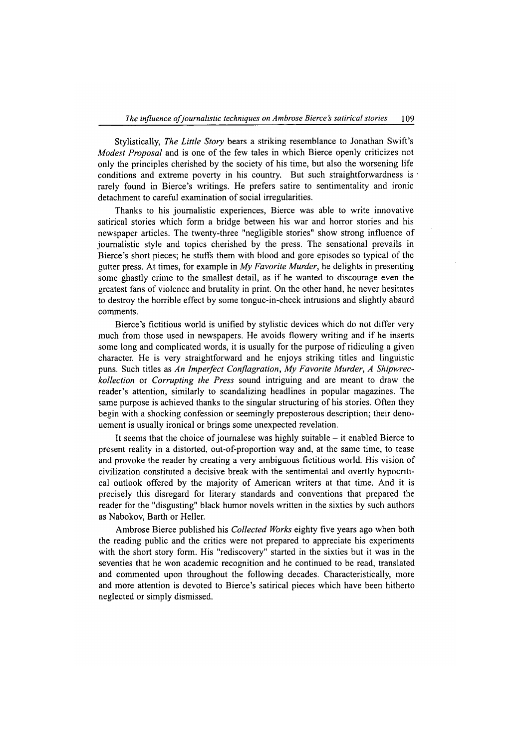Stylistically, *The Little Story* bears a striking resemblance to Jonathan Swift's *Modest Proposal* and is one of the few tales in which Bierce openly criticizes not only the principles cherished by the society of his time, but also the worsening life conditions and extreme poverty in his country. But such straightforwardness is rarely found in Bierce's writings. He prefers satire to sentimentality and ironic detachment to careful examination of social irregularities.

Thanks to his journalistic experiences, Bierce was able to write innovative satirical stories which form a bridge between his war and horror stories and his newspaper articles. The twenty-three "negligible stories" show strong influence of journalistic style and topics cherished by the press. The sensational prevails in Bierce's short pieces; he stuffs them with blood and gore episodes so typical of the gutter press. At times, for example in *My Favorite Murder*, he delights in presenting some ghastly crime to the smallest detail, as if he wanted to discourage even the greatest fans of violence and brutality in print. On the other hand, he never hesitates to destroy the horrible effect by some tongue-in-cheek intrusions and slightly absurd comments.

Bierce's fictitious world is unified by stylistic devices which do not differ very much from those used in newspapers. He avoids flowery writing and if he inserts some long and complicated words, it is usually for the purpose of ridiculing a given character. He is very straightforward and he enjoys striking titles and linguistic puns. Such titles as *An Imperfect Conflagration*, *My Favorite Murder*, *A Shipwreckollection* or *Corrupting the Press* sound intriguing and are meant to draw the reader's attention, similarly to scandalizing headlines in popular magazines. The same purpose is achieved thanks to the singular structuring of his stories. Often they begin with a shocking confession or seemingly preposterous description; their denouement is usually ironical or brings some unexpected revelation.

It seems that the choice of journalese was highly suitable – it enabled Bierce to present reality in a distorted, out-of-proportion way and, at the same time, to tease and provoke the reader by creating a very ambiguous fictitious world. His vision of civilization constituted a decisive break with the sentimental and overtly hypocritical outlook offered by the majority of American writers at that time. And it is precisely this disregard for literary standards and conventions that prepared the reader for the "disgusting" black humor novels written in the sixties by such authors as Nabokov, Barth or Heller.

Ambrose Bierce published his *Collected Works* eighty five years ago when both the reading public and the critics were not prepared to appreciate his experiments with the short story form. His "rediscovery" started in the sixties but it was in the seventies that he won academic recognition and he continued to be read, translated and commented upon throughout the following decades. Characteristically, more and more attention is devoted to Bierce's satirical pieces which have been hitherto neglected or simply dismissed.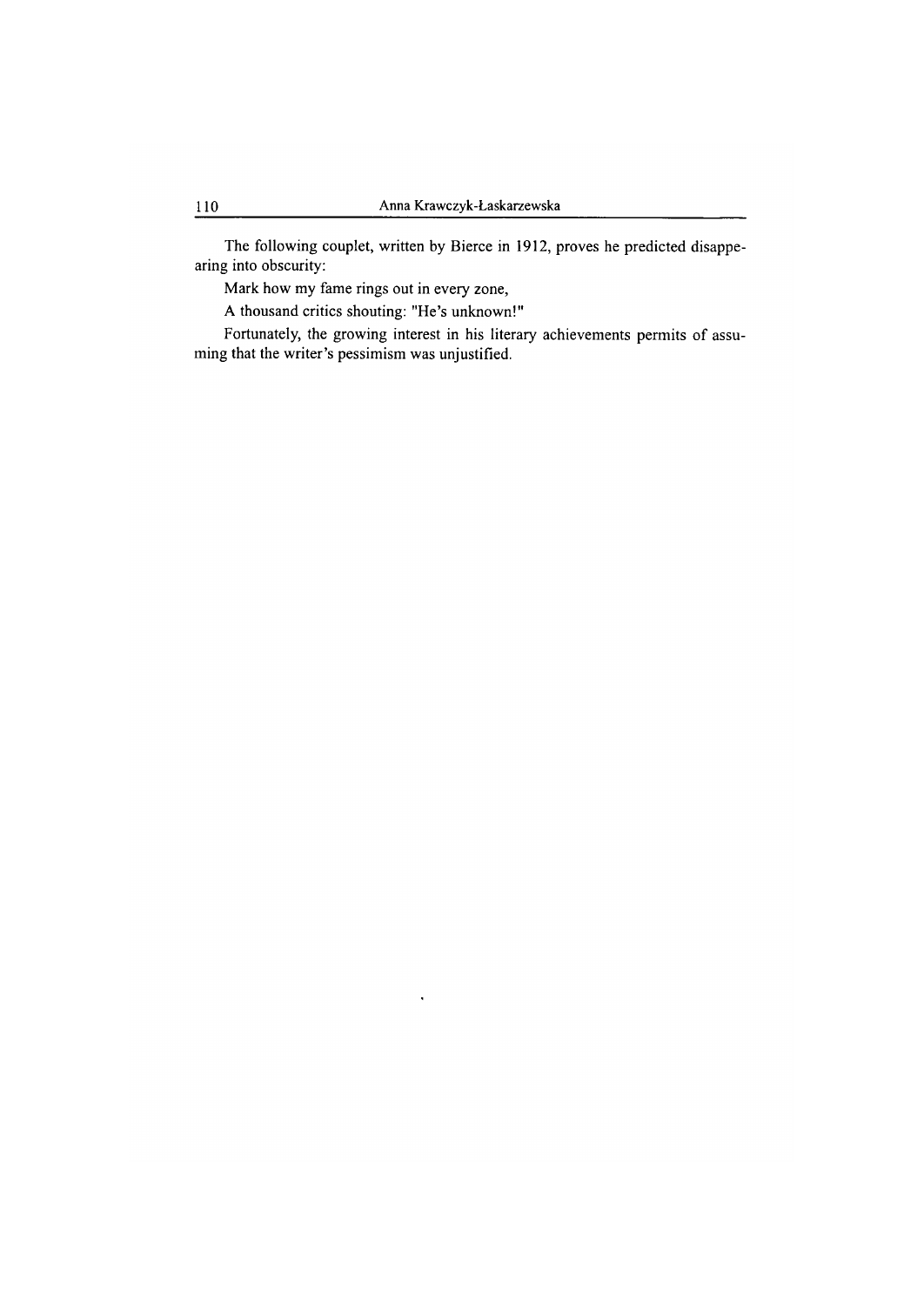The following couplet, written by Bierce in 1912, proves he predicted disappearing into obscurity:

Mark how my fame rings out in every zone,

A thousand critics shouting: "He's unknown!"

Fortunately, the growing interest in his literary achievements permits of assuming that the writer's pessimism was unjustified.